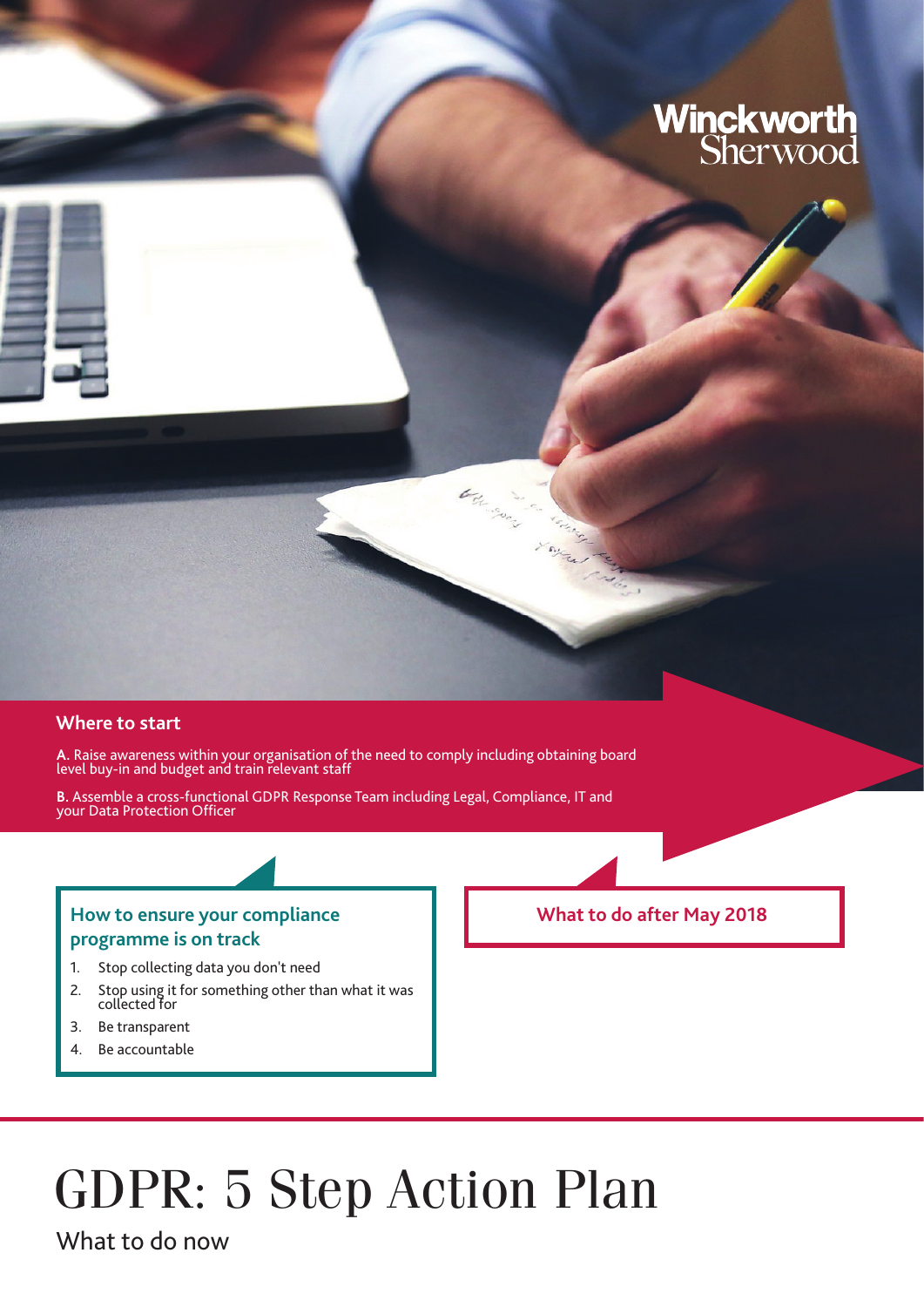Winckworth Sherwood

## Where to start

**A.** Raise awareness within your organisation of the need to comply including obtaining board level buy-in and budget and train relevant staff

**B.** Assemble a cross-functional GDPR Response Team including Legal, Compliance, IT and your Data Protection Officer

### How to ensure your compliance programme is on track

1. Stop collecting data you don't need
2. Stop using it for something other than what it was collected for
3. Be transparent
4. Be accountable

### What to do after May 2018

# GDPR: 5 Step Action Plan

What to do now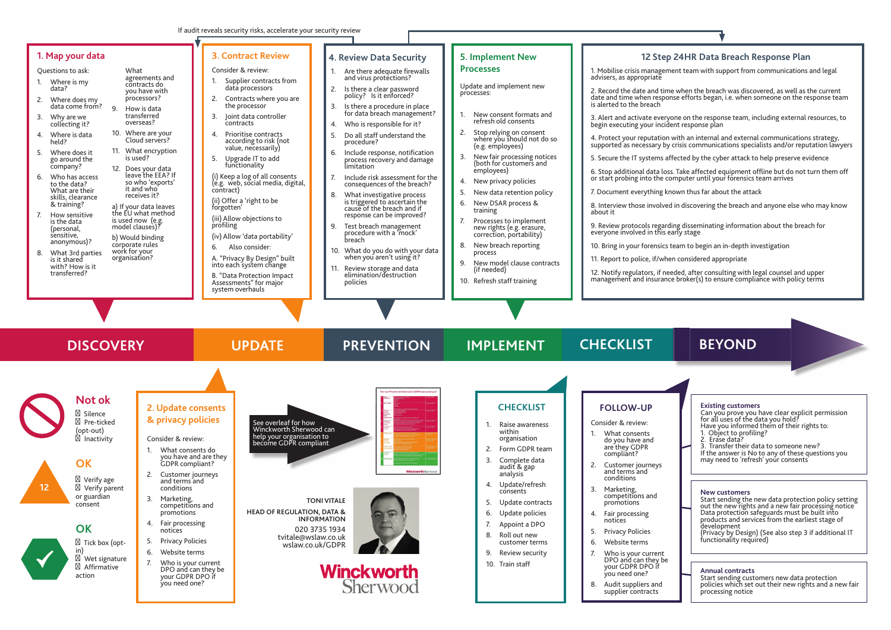If audit reveals security risks, accelerate your security review

## 1. Map your data

Questions to ask:

1. Where is my data?
2. Where does my data come from?
3. Why are we collecting it?
4. Where is data held?
5. Where does it go around the company?
6. Who has access to the data? What are their skills, clearance & training?
7. How sensitive is the data (personal, sensitive, anonymous)?
8. What 3rd parties is it shared with? How is it transferred?

What agreements and contracts do you have with processors?

9. How is data transferred overseas?
10. Where are your Cloud servers?
11. What encryption is used?
12. Does your data leave the EEA? If so who 'exports' it and who receives it?

a) If your data leaves the EU what method is used now (e.g. model clauses)?

b) Would binding corporate rules work for your organisation?

## 3. Contract Review

Consider & review:

1. Supplier contracts from data processors
2. Contracts where you are the processor
3. Joint data controller contracts
4. Prioritise contracts according to risk (not value, necessarily)
5. Upgrade IT to add functionality

(i) Keep a log of all consents (e.g. web, social media, digital, contract)

(ii) Offer a 'right to be forgotten'

(iii) Allow objections to profiling

(iv) Allow 'data portability'

6. Also consider:

A. "Privacy By Design" built into each system change

B. "Data Protection Impact Assessments" for major system overhauls

## 4. Review Data Security

1. Are there adequate firewalls and virus protections?
2. Is there a clear password policy? Is it enforced?
3. Is there a procedure in place for data breach management?
4. Who is responsible for it?
5. Do all staff understand the procedure?
6. Include response, notification process recovery and damage limitation
7. Include risk assessment for the consequences of the breach?
8. What investigative process is triggered to ascertain the cause of the breach and if response can be improved?
9. Test breach management procedure with a 'mock' breach
10. What do you do with your data when you aren't using it?
11. Review storage and data elimination/destruction policies

## 5. Implement New Processes

Update and implement new processes:

1. New consent formats and refresh old consents
2. Stop relying on consent where you should not do so (e.g. employees)
3. New fair processing notices (both for customers and employees)
4. New privacy policies
5. New data retention policy
6. New DSAR process & training
7. Processes to implement new rights (e.g. erasure, correction, portability)
8. New breach reporting process
9. New model clause contracts (if needed)
10. Refresh staff training

## 12 Step 24HR Data Breach Response Plan

1. Mobilise crisis management team with support from communications and legal advisers, as appropriate
2. Record the date and time when the breach was discovered, as well as the current date and time when response efforts began, i.e. when someone on the response team is alerted to the breach
3. Alert and activate everyone on the response team, including external resources, to begin executing your incident response plan
4. Protect your reputation with an internal and external communications strategy, supported as necessary by crisis communications specialists and/or reputation lawyers
5. Secure the IT systems affected by the cyber attack to help preserve evidence
6. Stop additional data loss. Take affected equipment offline but do not turn them off or start probing into the computer until your forensics team arrives
7. Document everything known thus far about the attack
8. Interview those involved in discovering the breach and anyone else who may know about it
9. Review protocols regarding disseminating information about the breach for everyone involved in this early stage
10. Bring in your forensics team to begin an in-depth investigation
11. Report to police, if/when considered appropriate
12. Notify regulators, if needed, after consulting with legal counsel and upper management and insurance broker(s) to ensure compliance with policy terms

**DISCOVERY — UPDATE — PREVENTION — IMPLEMENT — CHECKLIST — BEYOND**

### Not ok

- Silence
- Pre-ticked (opt-out)
- Inactivity

### OK

12

- Verify age
- Verify parent or guardian consent

### OK

- Tick box (opt-in)
- Wet signature
- Affirmative action

## 2. Update consents & privacy policies

Consider & review:

1. What consents do you have and are they GDPR compliant?
2. Customer journeys and terms and conditions
3. Marketing, competitions and promotions
4. Fair processing notices
5. Privacy Policies
6. Website terms
7. Who is your current DPO and can they be your GDPR DPO if you need one?

See overleaf for how Winckworth Sherwood can help your organisation to become GDPR compliant

**TONI VITALE**

**HEAD OF REGULATION, DATA & INFORMATION**

020 3735 1934

tvitale@wslaw.co.uk

wslaw.co.uk/GDPR

Winckworth Sherwood

## CHECKLIST

1. Raise awareness within organisation
2. Form GDPR team
3. Complete data audit & gap analysis
4. Update/refresh consents
5. Update contracts
6. Update policies
7. Appoint a DPO
8. Roll out new customer terms
9. Review security
10. Train staff

## FOLLOW-UP

Consider & review:

1. What consents do you have and are they GDPR compliant?
2. Customer journeys and terms and conditions
3. Marketing, competitions and promotions
4. Fair processing notices
5. Privacy Policies
6. Website terms
7. Who is your current DPO and can they be your GDPR DPO if you need one?
8. Audit suppliers and supplier contracts

**Existing customers**

Can you prove you have clear explicit permission for all uses of the data you hold?
Have you informed them of their rights to:
1. Object to profiling?
2. Erase data?
3. Transfer their data to someone new?
If the answer is No to any of these questions you may need to 'refresh' your consents

**New customers**

Start sending the new data protection policy setting out the new rights and a new fair processing notice
Data protection safeguards must be built into products and services from the earliest stage of development
(Privacy by Design) (See also step 3 if additional IT functionality required)

**Annual contracts**

Start sending customers new data protection policies which set out their new rights and a new fair processing notice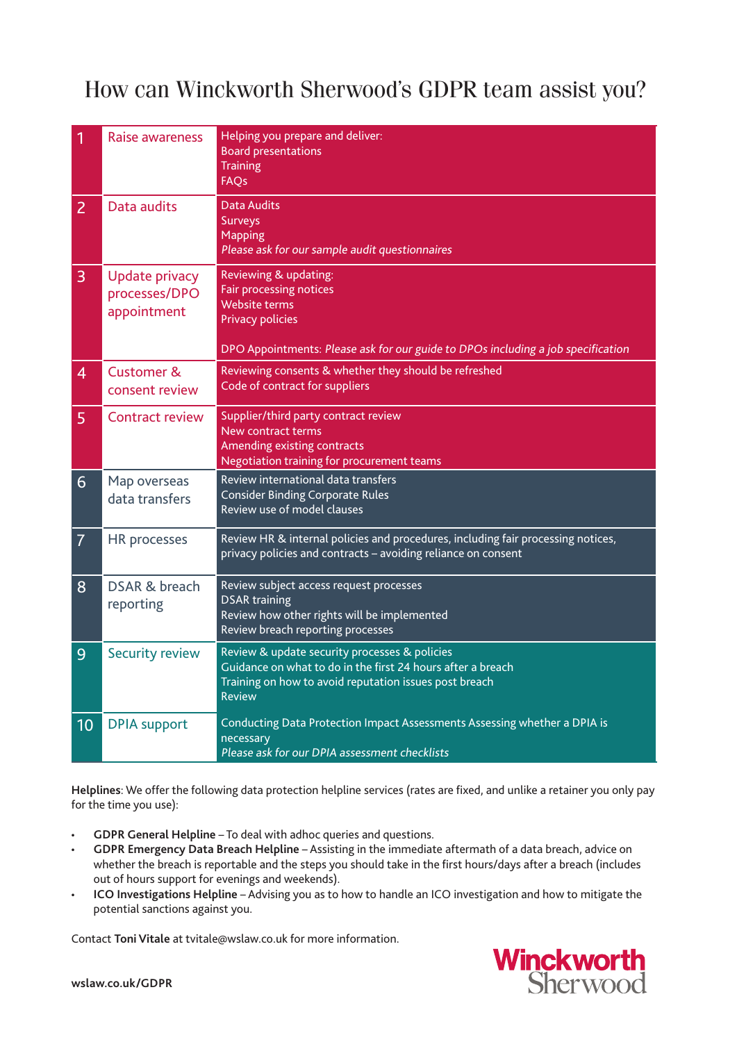# How can Winckworth Sherwood's GDPR team assist you?

| | | |
|---|---|---|
| 1 | Raise awareness | Helping you prepare and deliver:<br>Board presentations<br>Training<br>FAQs |
| 2 | Data audits | Data Audits<br>Surveys<br>Mapping<br>*Please ask for our sample audit questionnaires* |
| 3 | Update privacy processes/DPO appointment | Reviewing & updating:<br>Fair processing notices<br>Website terms<br>Privacy policies<br><br>DPO Appointments: *Please ask for our guide to DPOs including a job specification* |
| 4 | Customer & consent review | Reviewing consents & whether they should be refreshed<br>Code of contract for suppliers |
| 5 | Contract review | Supplier/third party contract review<br>New contract terms<br>Amending existing contracts<br>Negotiation training for procurement teams |
| 6 | Map overseas data transfers | Review international data transfers<br>Consider Binding Corporate Rules<br>Review use of model clauses |
| 7 | HR processes | Review HR & internal policies and procedures, including fair processing notices, privacy policies and contracts – avoiding reliance on consent |
| 8 | DSAR & breach reporting | Review subject access request processes<br>DSAR training<br>Review how other rights will be implemented<br>Review breach reporting processes |
| 9 | Security review | Review & update security processes & policies<br>Guidance on what to do in the first 24 hours after a breach<br>Training on how to avoid reputation issues post breach<br>Review |
| 10 | DPIA support | Conducting Data Protection Impact Assessments Assessing whether a DPIA is necessary<br>*Please ask for our DPIA assessment checklists* |

**Helplines**: We offer the following data protection helpline services (rates are fixed, and unlike a retainer you only pay for the time you use):

- **GDPR General Helpline** – To deal with adhoc queries and questions.
- **GDPR Emergency Data Breach Helpline** – Assisting in the immediate aftermath of a data breach, advice on whether the breach is reportable and the steps you should take in the first hours/days after a breach (includes out of hours support for evenings and weekends).
- **ICO Investigations Helpline** – Advising you as to how to handle an ICO investigation and how to mitigate the potential sanctions against you.

Contact **Toni Vitale** at tvitale@wslaw.co.uk for more information.

**wslaw.co.uk/GDPR**

Winckworth Sherwood